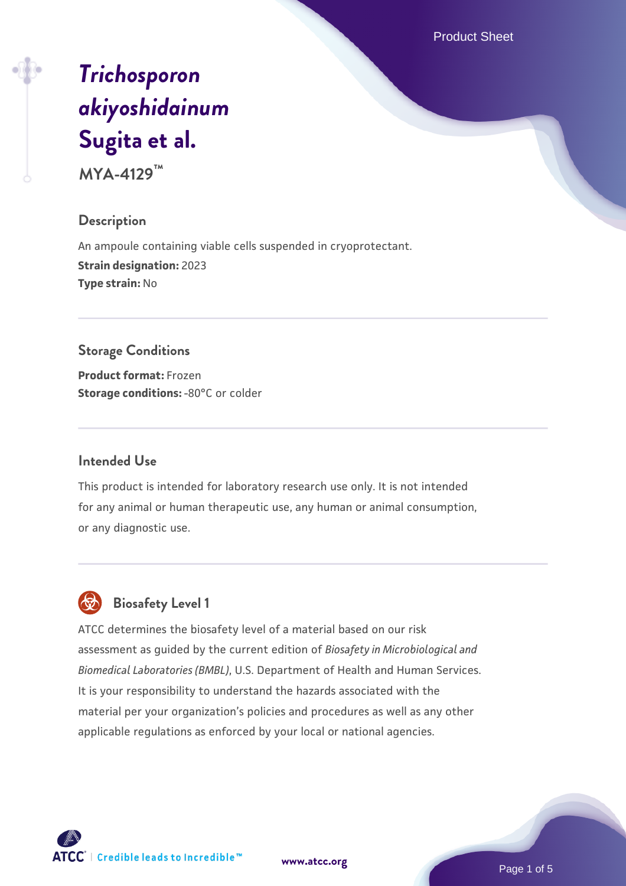# *Trichosporon akiyoshidainum* Sugita et al.

**MYA-4129™**

## Description

An ampoule containing viable cells suspended in cryoprotectant.
**Strain designation:** 2023
**Type strain:** No

## Storage Conditions

**Product format:** Frozen
**Storage conditions:** -80°C or colder

## Intended Use

This product is intended for laboratory research use only. It is not intended for any animal or human therapeutic use, any human or animal consumption, or any diagnostic use.

## Biosafety Level 1

ATCC determines the biosafety level of a material based on our risk assessment as guided by the current edition of *Biosafety in Microbiological and Biomedical Laboratories (BMBL)*, U.S. Department of Health and Human Services. It is your responsibility to understand the hazards associated with the material per your organization's policies and procedures as well as any other applicable regulations as enforced by your local or national agencies.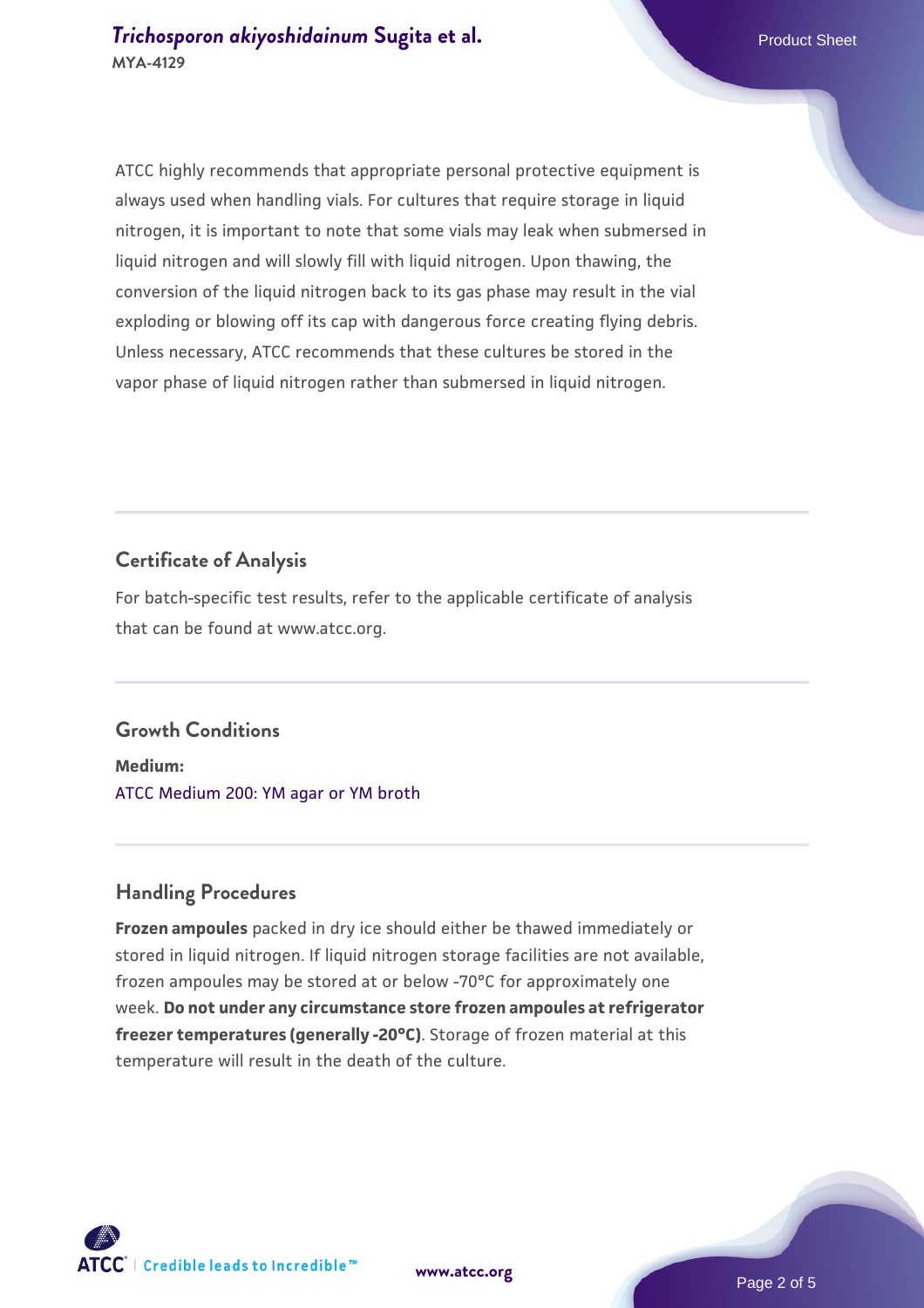ATCC highly recommends that appropriate personal protective equipment is always used when handling vials. For cultures that require storage in liquid nitrogen, it is important to note that some vials may leak when submersed in liquid nitrogen and will slowly fill with liquid nitrogen. Upon thawing, the conversion of the liquid nitrogen back to its gas phase may result in the vial exploding or blowing off its cap with dangerous force creating flying debris. Unless necessary, ATCC recommends that these cultures be stored in the vapor phase of liquid nitrogen rather than submersed in liquid nitrogen.

## Certificate of Analysis

For batch-specific test results, refer to the applicable certificate of analysis that can be found at www.atcc.org.

## Growth Conditions

**Medium:**
ATCC Medium 200: YM agar or YM broth

## Handling Procedures

**Frozen ampoules** packed in dry ice should either be thawed immediately or stored in liquid nitrogen. If liquid nitrogen storage facilities are not available, frozen ampoules may be stored at or below -70°C for approximately one week. **Do not under any circumstance store frozen ampoules at refrigerator freezer temperatures (generally -20°C)**. Storage of frozen material at this temperature will result in the death of the culture.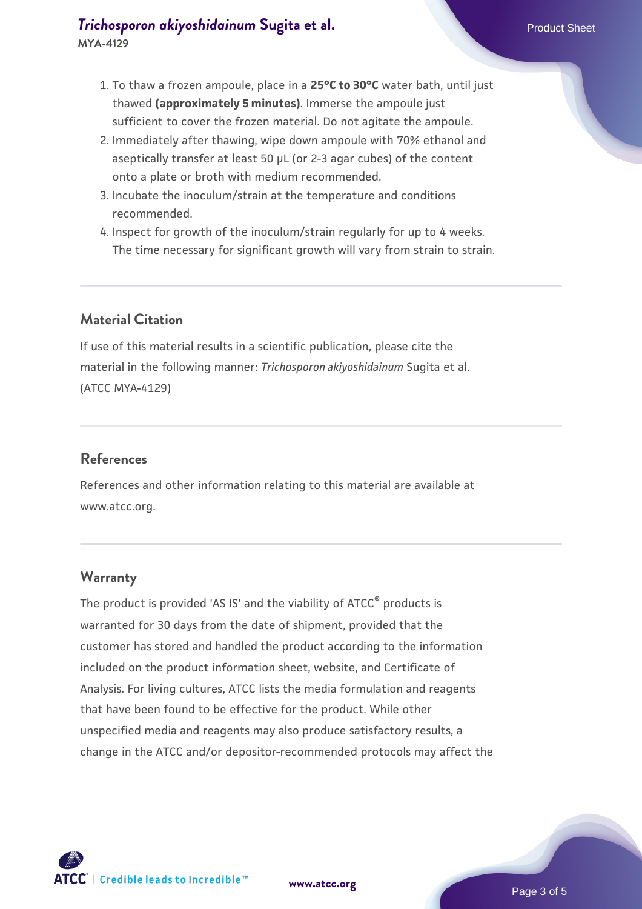1. To thaw a frozen ampoule, place in a **25°C to 30°C** water bath, until just thawed **(approximately 5 minutes)**. Immerse the ampoule just sufficient to cover the frozen material. Do not agitate the ampoule.
2. Immediately after thawing, wipe down ampoule with 70% ethanol and aseptically transfer at least 50 µL (or 2-3 agar cubes) of the content onto a plate or broth with medium recommended.
3. Incubate the inoculum/strain at the temperature and conditions recommended.
4. Inspect for growth of the inoculum/strain regularly for up to 4 weeks. The time necessary for significant growth will vary from strain to strain.

## Material Citation

If use of this material results in a scientific publication, please cite the material in the following manner: *Trichosporon akiyoshidainum* Sugita et al. (ATCC MYA-4129)

## References

References and other information relating to this material are available at www.atcc.org.

## Warranty

The product is provided 'AS IS' and the viability of ATCC® products is warranted for 30 days from the date of shipment, provided that the customer has stored and handled the product according to the information included on the product information sheet, website, and Certificate of Analysis. For living cultures, ATCC lists the media formulation and reagents that have been found to be effective for the product. While other unspecified media and reagents may also produce satisfactory results, a change in the ATCC and/or depositor-recommended protocols may affect the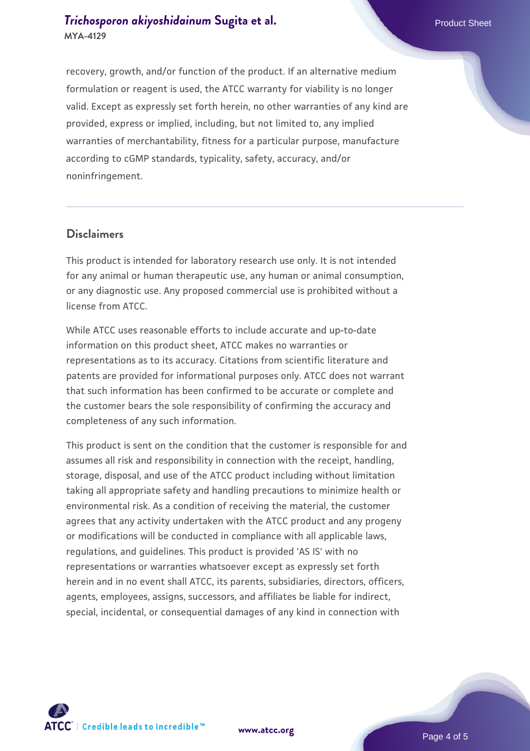recovery, growth, and/or function of the product. If an alternative medium formulation or reagent is used, the ATCC warranty for viability is no longer valid. Except as expressly set forth herein, no other warranties of any kind are provided, express or implied, including, but not limited to, any implied warranties of merchantability, fitness for a particular purpose, manufacture according to cGMP standards, typicality, safety, accuracy, and/or noninfringement.

## Disclaimers

This product is intended for laboratory research use only. It is not intended for any animal or human therapeutic use, any human or animal consumption, or any diagnostic use. Any proposed commercial use is prohibited without a license from ATCC.

While ATCC uses reasonable efforts to include accurate and up-to-date information on this product sheet, ATCC makes no warranties or representations as to its accuracy. Citations from scientific literature and patents are provided for informational purposes only. ATCC does not warrant that such information has been confirmed to be accurate or complete and the customer bears the sole responsibility of confirming the accuracy and completeness of any such information.

This product is sent on the condition that the customer is responsible for and assumes all risk and responsibility in connection with the receipt, handling, storage, disposal, and use of the ATCC product including without limitation taking all appropriate safety and handling precautions to minimize health or environmental risk. As a condition of receiving the material, the customer agrees that any activity undertaken with the ATCC product and any progeny or modifications will be conducted in compliance with all applicable laws, regulations, and guidelines. This product is provided 'AS IS' with no representations or warranties whatsoever except as expressly set forth herein and in no event shall ATCC, its parents, subsidiaries, directors, officers, agents, employees, assigns, successors, and affiliates be liable for indirect, special, incidental, or consequential damages of any kind in connection with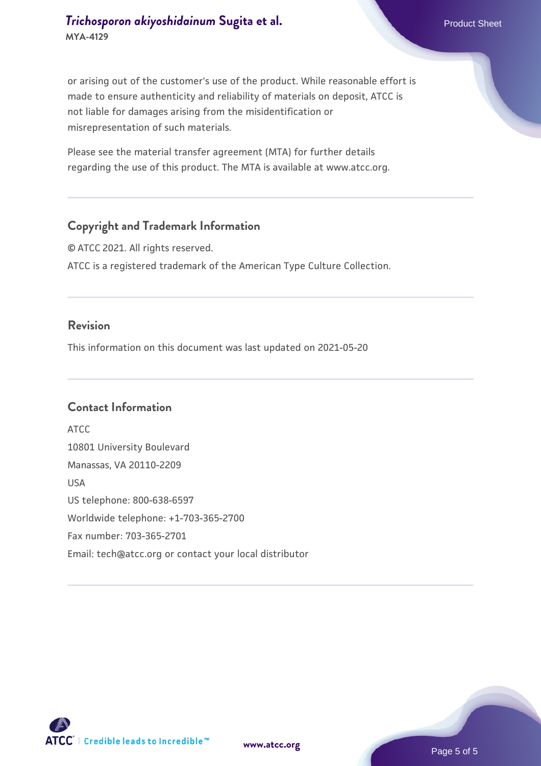or arising out of the customer's use of the product. While reasonable effort is made to ensure authenticity and reliability of materials on deposit, ATCC is not liable for damages arising from the misidentification or misrepresentation of such materials.

Please see the material transfer agreement (MTA) for further details regarding the use of this product. The MTA is available at www.atcc.org.

## Copyright and Trademark Information

© ATCC 2021. All rights reserved.

ATCC is a registered trademark of the American Type Culture Collection.

## Revision

This information on this document was last updated on 2021-05-20

## Contact Information

ATCC
10801 University Boulevard
Manassas, VA 20110-2209
USA
US telephone: 800-638-6597
Worldwide telephone: +1-703-365-2700
Fax number: 703-365-2701
Email: tech@atcc.org or contact your local distributor